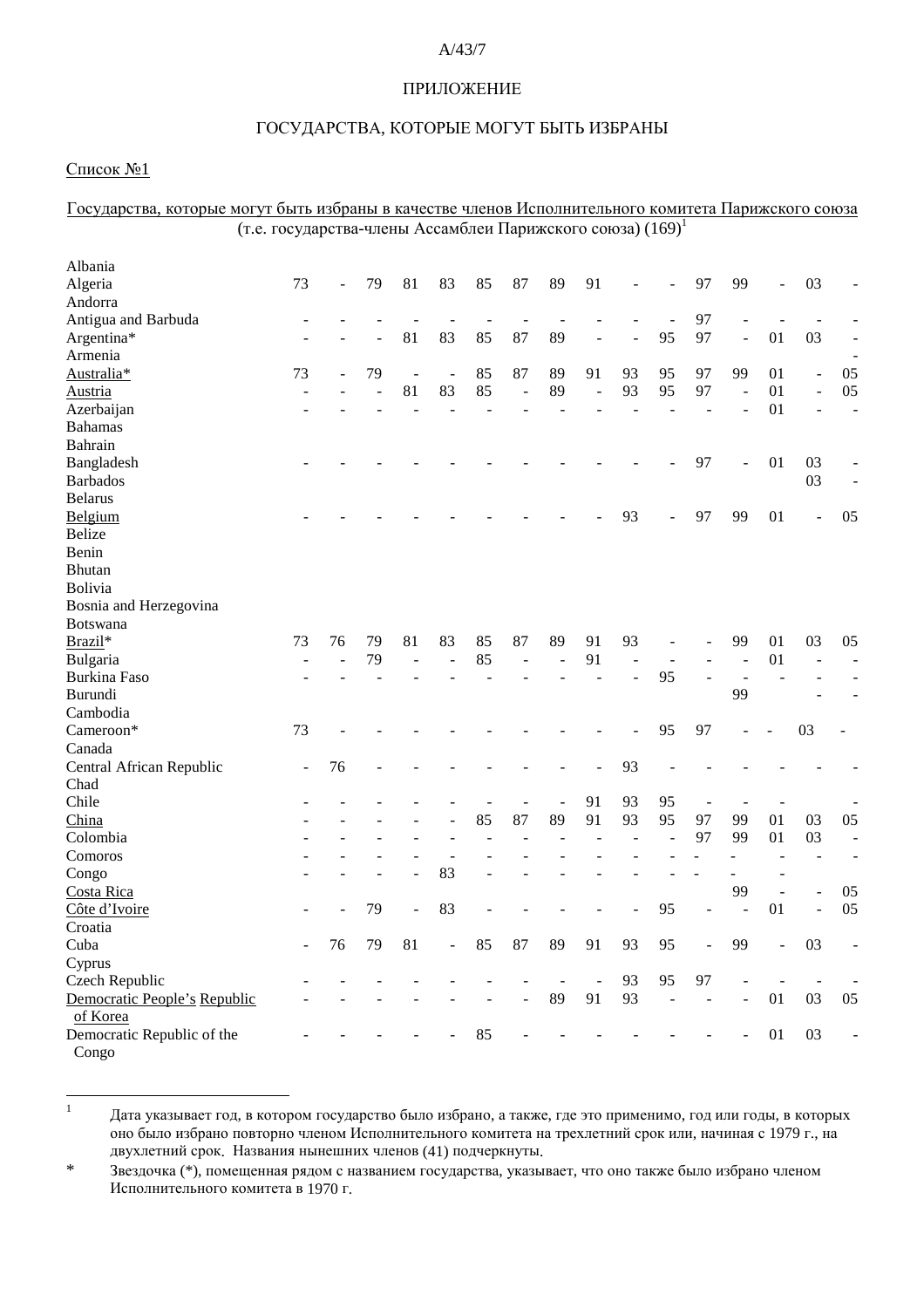# ПРИЛОЖЕНИЕ

## ГОСУДАРСТВА, КОТОРЫЕ МОГУТ БЫТЬ ИЗБРАНЫ

<u>Список №1</u>

<u>Государства, которые могут быть избраны в качестве членов Исполнительного комитета Парижского союза</u> (т.е. государства-члены Ассамблеи Парижского союза) (169)[1]

| | | | | | | | | | | | | | | | | |
|---|---|---|---|---|---|---|---|---|---|---|---|---|---|---|---|---|
| Albania | | | | | | | | | | | | | | | | |
| Algeria | 73 | - | 79 | 81 | 83 | 85 | 87 | 89 | 91 | - | - | 97 | 99 | - | 03 | - |
| Andorra | | | | | | | | | | | | | | | | |
| Antigua and Barbuda | - | - | - | - | - | - | - | - | - | - | - | 97 | - | - | - | - |
| Argentina* | - | - | - | 81 | 83 | 85 | 87 | 89 | - | - | 95 | 97 | - | 01 | 03 | - |
| Armenia | | | | | | | | | | | | | | | | - |
| <u>Australia</u>* | 73 | - | 79 | - | - | 85 | 87 | 89 | 91 | 93 | 95 | 97 | 99 | 01 | - | 05 |
| <u>Austria</u> | - | - | - | 81 | 83 | 85 | - | 89 | - | 93 | 95 | 97 | - | 01 | - | 05 |
| Azerbaijan | - | - | - | - | - | - | - | - | - | - | - | - | - | 01 | - | - |
| Bahamas | | | | | | | | | | | | | | | | |
| Bahrain | | | | | | | | | | | | | | | | |
| Bangladesh | - | - | - | - | - | - | - | - | - | - | - | 97 | - | 01 | 03 | - |
| Barbados | | | | | | | | | | | | | | | 03 | - |
| Belarus | | | | | | | | | | | | | | | | |
| <u>Belgium</u> | - | - | - | - | - | - | - | - | - | 93 | - | 97 | 99 | 01 | - | 05 |
| Belize | | | | | | | | | | | | | | | | |
| Benin | | | | | | | | | | | | | | | | |
| Bhutan | | | | | | | | | | | | | | | | |
| Bolivia | | | | | | | | | | | | | | | | |
| Bosnia and Herzegovina | | | | | | | | | | | | | | | | |
| Botswana | | | | | | | | | | | | | | | | |
| <u>Brazil</u>* | 73 | 76 | 79 | 81 | 83 | 85 | 87 | 89 | 91 | 93 | - | - | 99 | 01 | 03 | 05 |
| Bulgaria | - | - | 79 | - | - | 85 | - | - | 91 | - | - | - | - | 01 | - | - |
| Burkina Faso | - | - | - | - | - | - | - | - | - | - | 95 | - | - | - | - | - |
| Burundi | | | | | | | | | | | | | 99 | | - | - |
| Cambodia | | | | | | | | | | | | | | | | |
| Cameroon* | 73 | - | - | - | - | - | - | - | - | - | 95 | 97 | - | - | 03 | - |
| Canada | | | | | | | | | | | | | | | | |
| Central African Republic | - | 76 | - | - | - | - | - | - | - | 93 | - | - | - | - | - | - |
| Chad | | | | | | | | | | | | | | | | |
| Chile | - | - | - | - | - | - | - | - | 91 | 93 | 95 | - | - | - | | - |
| <u>China</u> | - | - | - | - | - | 85 | 87 | 89 | 91 | 93 | 95 | 97 | 99 | 01 | 03 | 05 |
| Colombia | - | - | - | - | - | - | - | - | - | - | - | 97 | 99 | 01 | 03 | - |
| Comoros | - | - | - | - | - | - | - | - | - | - | - | - | - | - | - | - |
| Congo | - | - | - | - | 83 | - | - | - | - | - | - | - | - | - | | |
| <u>Costa Rica</u> | | | | | | | | | | | | | 99 | - | - | 05 |
| <u>Côte d'Ivoire</u> | - | - | 79 | - | 83 | - | - | - | - | - | 95 | - | - | 01 | - | 05 |
| Croatia | | | | | | | | | | | | | | | | |
| Cuba | - | 76 | 79 | 81 | - | 85 | 87 | 89 | 91 | 93 | 95 | - | 99 | - | 03 | - |
| Cyprus | | | | | | | | | | | | | | | | |
| Czech Republic | - | - | - | - | - | - | - | - | - | 93 | 95 | 97 | - | - | - | - |
| <u>Democratic People's Republic of Korea</u> | - | - | - | - | - | - | - | 89 | 91 | 93 | - | - | - | 01 | 03 | 05 |
| Democratic Republic of the Congo | - | - | - | - | - | 85 | - | - | - | - | - | - | - | 01 | 03 | - |

[1] Дата указывает год, в котором государство было избрано, а также, где это применимо, год или годы, в которых оно было избрано повторно членом Исполнительного комитета на трехлетний срок или, начиная с 1979 г., на двухлетний срок. Названия нынешних членов (41) подчеркнуты.

\* Звездочка (*), помещенная рядом с названием государства, указывает, что оно также было избрано членом Исполнительного комитета в 1970 г.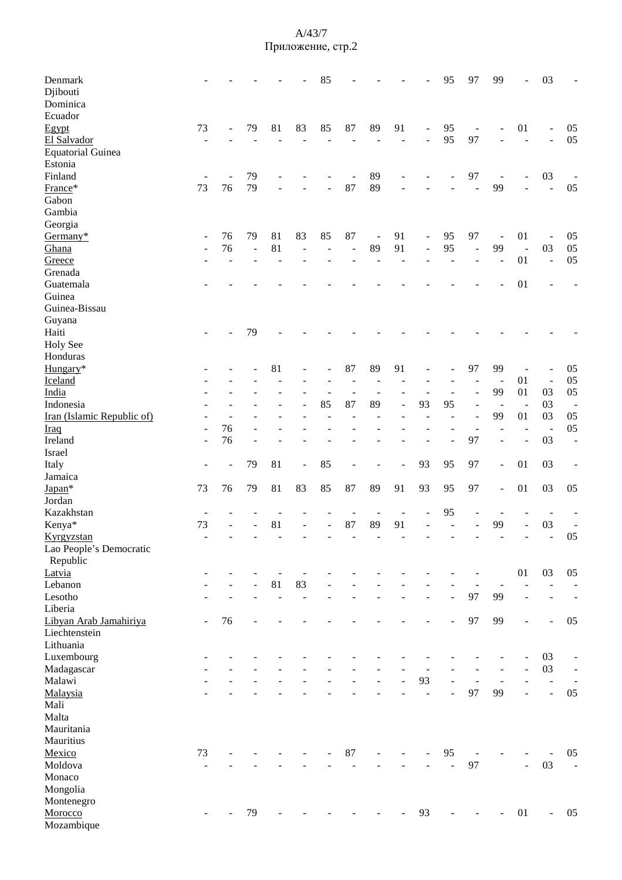| | | | | | | | | | | | | | | | | |
|---|---|---|---|---|---|---|---|---|---|---|---|---|---|---|---|---|
| Denmark | - | - | - | - | - | 85 | - | - | - | - | 95 | 97 | 99 | - | 03 | - |
| Djibouti | | | | | | | | | | | | | | | | |
| Dominica | | | | | | | | | | | | | | | | |
| Ecuador | | | | | | | | | | | | | | | | |
| Egypt | 73 | - | 79 | 81 | 83 | 85 | 87 | 89 | 91 | - | 95 | - | - | 01 | - | 05 |
| El Salvador | - | - | - | - | - | - | - | - | - | - | 95 | 97 | - | - | - | 05 |
| Equatorial Guinea | | | | | | | | | | | | | | | | |
| Estonia | | | | | | | | | | | | | | | | |
| Finland | - | - | 79 | - | - | - | - | 89 | - | - | - | 97 | - | - | 03 | - |
| France* | 73 | 76 | 79 | - | - | - | 87 | 89 | - | - | - | - | 99 | - | - | 05 |
| Gabon | | | | | | | | | | | | | | | | |
| Gambia | | | | | | | | | | | | | | | | |
| Georgia | | | | | | | | | | | | | | | | |
| Germany* | - | 76 | 79 | 81 | 83 | 85 | 87 | - | 91 | - | 95 | 97 | - | 01 | - | 05 |
| Ghana | - | 76 | - | 81 | - | - | - | 89 | 91 | - | 95 | - | 99 | - | 03 | 05 |
| Greece | - | - | - | - | - | - | - | - | - | - | - | - | - | 01 | - | 05 |
| Grenada | | | | | | | | | | | | | | | | |
| Guatemala | - | - | - | - | - | - | - | - | - | - | - | - | - | 01 | - | - |
| Guinea | | | | | | | | | | | | | | | | |
| Guinea-Bissau | | | | | | | | | | | | | | | | |
| Guyana | | | | | | | | | | | | | | | | |
| Haiti | - | - | 79 | - | - | - | - | - | - | - | - | - | - | - | - | - |
| Holy See | | | | | | | | | | | | | | | | |
| Honduras | | | | | | | | | | | | | | | | |
| Hungary* | - | - | - | 81 | - | - | 87 | 89 | 91 | - | - | 97 | 99 | - | - | 05 |
| Iceland | - | - | - | - | - | - | - | - | - | - | - | - | - | 01 | - | 05 |
| India | - | - | - | - | - | - | - | - | - | - | - | - | 99 | 01 | 03 | 05 |
| Indonesia | - | - | - | - | - | 85 | 87 | 89 | - | 93 | 95 | - | - | - | 03 | - |
| Iran (Islamic Republic of) | - | - | - | - | - | - | - | - | - | - | - | - | 99 | 01 | 03 | 05 |
| Iraq | - | 76 | - | - | - | - | - | - | - | - | - | - | - | - | - | 05 |
| Ireland | - | 76 | - | - | - | - | - | - | - | - | - | 97 | - | - | 03 | - |
| Israel | | | | | | | | | | | | | | | | |
| Italy | - | - | 79 | 81 | - | 85 | - | - | - | 93 | 95 | 97 | - | 01 | 03 | - |
| Jamaica | | | | | | | | | | | | | | | | |
| Japan* | 73 | 76 | 79 | 81 | 83 | 85 | 87 | 89 | 91 | 93 | 95 | 97 | - | 01 | 03 | 05 |
| Jordan | | | | | | | | | | | | | | | | |
| Kazakhstan | - | - | - | - | - | - | - | - | - | - | 95 | - | - | - | - | - |
| Kenya* | 73 | - | - | 81 | - | - | 87 | 89 | 91 | - | - | - | 99 | - | 03 | - |
| Kyrgyzstan | - | - | - | - | - | - | - | - | - | - | - | - | - | - | - | 05 |
| Lao People's Democratic Republic | | | | | | | | | | | | | | | | |
| Latvia | - | - | - | - | - | - | - | - | - | - | - | - | | 01 | 03 | 05 |
| Lebanon | - | - | - | 81 | 83 | - | - | - | - | - | - | - | - | - | - | - |
| Lesotho | - | - | - | - | - | - | - | - | - | - | - | 97 | 99 | - | - | - |
| Liberia | | | | | | | | | | | | | | | | |
| Libyan Arab Jamahiriya | - | 76 | - | - | - | - | - | - | - | - | - | 97 | 99 | - | - | 05 |
| Liechtenstein | | | | | | | | | | | | | | | | |
| Lithuania | | | | | | | | | | | | | | | | |
| Luxembourg | - | - | - | - | - | - | - | - | - | - | - | - | - | - | 03 | - |
| Madagascar | - | - | - | - | - | - | - | - | - | - | - | - | - | - | 03 | - |
| Malawi | - | - | - | - | - | - | - | - | - | 93 | - | - | - | - | - | - |
| Malaysia | - | - | - | - | - | - | - | - | - | - | - | 97 | 99 | - | - | 05 |
| Mali | | | | | | | | | | | | | | | | |
| Malta | | | | | | | | | | | | | | | | |
| Mauritania | | | | | | | | | | | | | | | | |
| Mauritius | | | | | | | | | | | | | | | | |
| Mexico | 73 | - | - | - | - | - | 87 | - | - | - | 95 | - | - | - | - | 05 |
| Moldova | - | - | - | - | - | - | - | - | - | - | - | 97 | | - | 03 | - |
| Monaco | | | | | | | | | | | | | | | | |
| Mongolia | | | | | | | | | | | | | | | | |
| Montenegro | | | | | | | | | | | | | | | | |
| Morocco | - | - | 79 | - | - | - | - | - | - | 93 | - | - | - | 01 | - | 05 |
| Mozambique | | | | | | | | | | | | | | | | |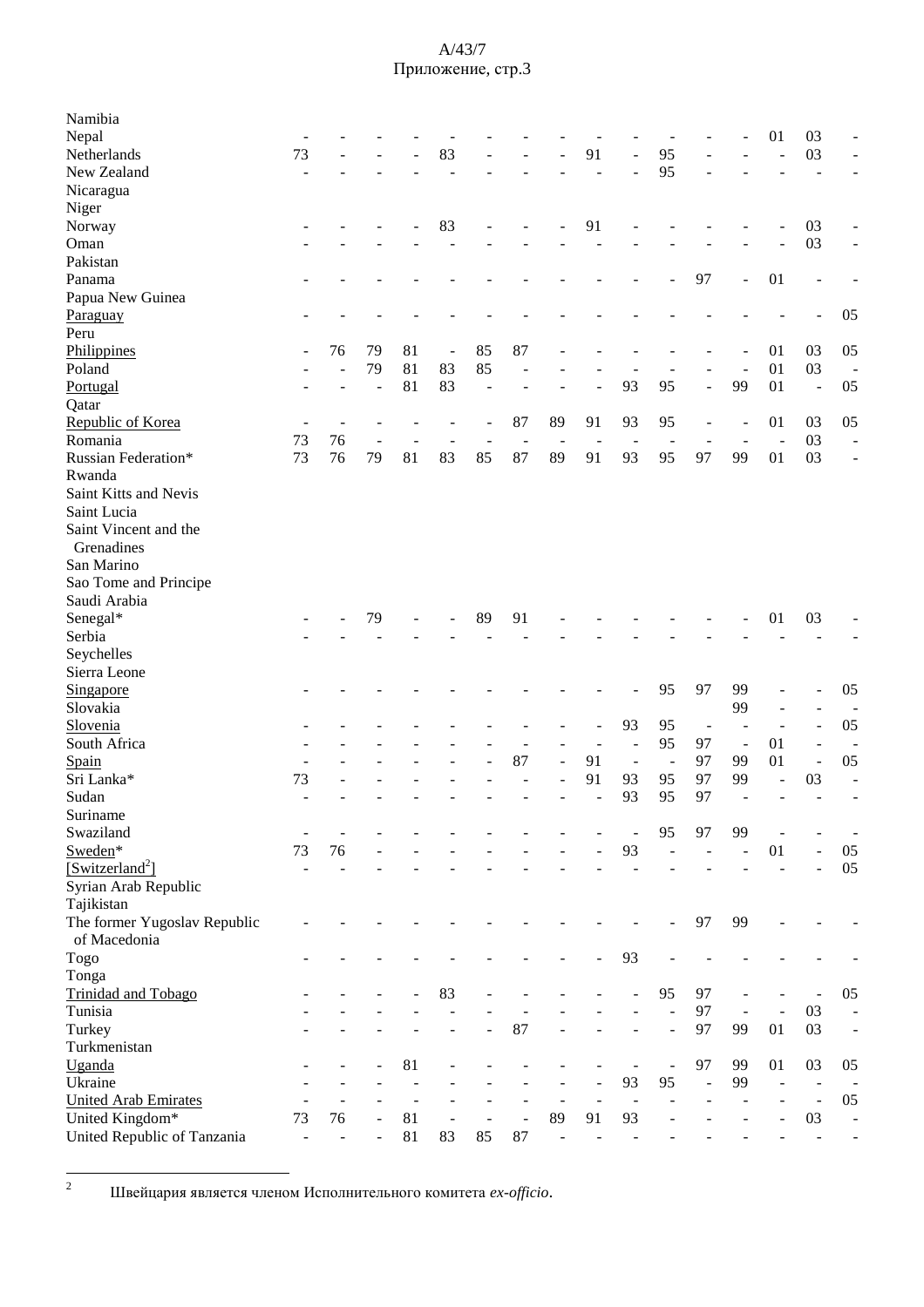| | | | | | | | | | | | | | | | | |
|---|---|---|---|---|---|---|---|---|---|---|---|---|---|---|---|---|
| Namibia | | | | | | | | | | | | | | | | |
| Nepal | - | - | - | - | - | - | - | - | - | - | - | - | - | 01 | 03 | - |
| Netherlands | 73 | - | - | - | 83 | - | - | - | 91 | - | 95 | - | - | - | 03 | - |
| New Zealand | - | - | - | - | - | - | - | - | - | - | 95 | - | - | - | - | - |
| Nicaragua | | | | | | | | | | | | | | | | |
| Niger | | | | | | | | | | | | | | | | |
| Norway | - | - | - | - | 83 | - | - | - | 91 | - | - | - | - | - | 03 | - |
| Oman | - | - | - | - | - | - | - | - | - | - | - | - | - | - | 03 | - |
| Pakistan | | | | | | | | | | | | | | | | |
| Panama | - | - | - | - | - | - | - | - | - | - | - | 97 | - | 01 | - | - |
| Papua New Guinea | | | | | | | | | | | | | | | | |
| Paraguay | - | - | - | - | - | - | - | - | - | - | - | - | - | - | - | 05 |
| Peru | | | | | | | | | | | | | | | | |
| Philippines | - | 76 | 79 | 81 | - | 85 | 87 | - | - | - | - | - | - | 01 | 03 | 05 |
| Poland | - | - | 79 | 81 | 83 | 85 | - | - | - | - | - | - | - | 01 | 03 | - |
| Portugal | - | - | - | 81 | 83 | - | - | - | - | 93 | 95 | - | 99 | 01 | - | 05 |
| Qatar | | | | | | | | | | | | | | | | |
| Republic of Korea | - | - | - | - | - | - | 87 | 89 | 91 | 93 | 95 | - | - | 01 | 03 | 05 |
| Romania | 73 | 76 | - | - | - | - | - | - | - | - | - | - | - | - | 03 | - |
| Russian Federation* | 73 | 76 | 79 | 81 | 83 | 85 | 87 | 89 | 91 | 93 | 95 | 97 | 99 | 01 | 03 | - |
| Rwanda | | | | | | | | | | | | | | | | |
| Saint Kitts and Nevis | | | | | | | | | | | | | | | | |
| Saint Lucia | | | | | | | | | | | | | | | | |
| Saint Vincent and the Grenadines | | | | | | | | | | | | | | | | |
| San Marino | | | | | | | | | | | | | | | | |
| Sao Tome and Principe | | | | | | | | | | | | | | | | |
| Saudi Arabia | | | | | | | | | | | | | | | | |
| Senegal* | - | - | 79 | - | - | 89 | 91 | - | - | - | - | - | - | 01 | 03 | - |
| Serbia | - | - | - | - | - | - | - | - | - | - | - | - | - | - | - | - |
| Seychelles | | | | | | | | | | | | | | | | |
| Sierra Leone | | | | | | | | | | | | | | | | |
| Singapore | - | - | - | - | - | - | - | - | - | - | 95 | 97 | 99 | - | - | 05 |
| Slovakia | | | | | | | | | | | | | 99 | - | - | - |
| Slovenia | - | - | - | - | - | - | - | - | - | 93 | 95 | - | - | - | - | 05 |
| South Africa | - | - | - | - | - | - | - | - | - | - | 95 | 97 | - | 01 | - | - |
| Spain | - | - | - | - | - | - | 87 | - | 91 | - | - | 97 | 99 | 01 | - | 05 |
| Sri Lanka* | 73 | - | - | - | - | - | - | - | 91 | 93 | 95 | 97 | 99 | - | 03 | - |
| Sudan | - | - | - | - | - | - | - | - | - | 93 | 95 | 97 | - | - | - | - |
| Suriname | | | | | | | | | | | | | | | | |
| Swaziland | - | - | - | - | - | - | - | - | - | - | 95 | 97 | 99 | - | - | - |
| Sweden* | 73 | 76 | - | - | - | - | - | - | - | 93 | - | - | - | 01 | - | 05 |
| [Switzerland[2]] | - | - | - | - | - | - | - | - | - | - | - | - | - | - | - | 05 |
| Syrian Arab Republic | | | | | | | | | | | | | | | | |
| Tajikistan | | | | | | | | | | | | | | | | |
| The former Yugoslav Republic of Macedonia | - | - | - | - | - | - | - | - | - | - | - | 97 | 99 | - | - | - |
| Togo | - | - | - | - | - | - | - | - | - | 93 | - | - | - | - | - | - |
| Tonga | | | | | | | | | | | | | | | | |
| Trinidad and Tobago | - | - | - | - | 83 | - | - | - | - | - | 95 | 97 | - | - | - | 05 |
| Tunisia | - | - | - | - | - | - | - | - | - | - | - | 97 | - | - | 03 | - |
| Turkey | - | - | - | - | - | - | 87 | - | - | - | - | 97 | 99 | 01 | 03 | - |
| Turkmenistan | | | | | | | | | | | | | | | | |
| Uganda | - | - | - | 81 | - | - | - | - | - | - | - | 97 | 99 | 01 | 03 | 05 |
| Ukraine | - | - | - | - | - | - | - | - | - | 93 | 95 | - | 99 | - | - | - |
| United Arab Emirates | - | - | - | - | - | - | - | - | - | - | - | - | - | - | - | 05 |
| United Kingdom* | 73 | 76 | - | 81 | - | - | - | 89 | 91 | 93 | - | - | - | - | 03 | - |
| United Republic of Tanzania | - | - | - | 81 | 83 | 85 | 87 | - | - | - | - | - | - | - | - | - |

[2] Швейцария является членом Исполнительного комитета *ex-officio*.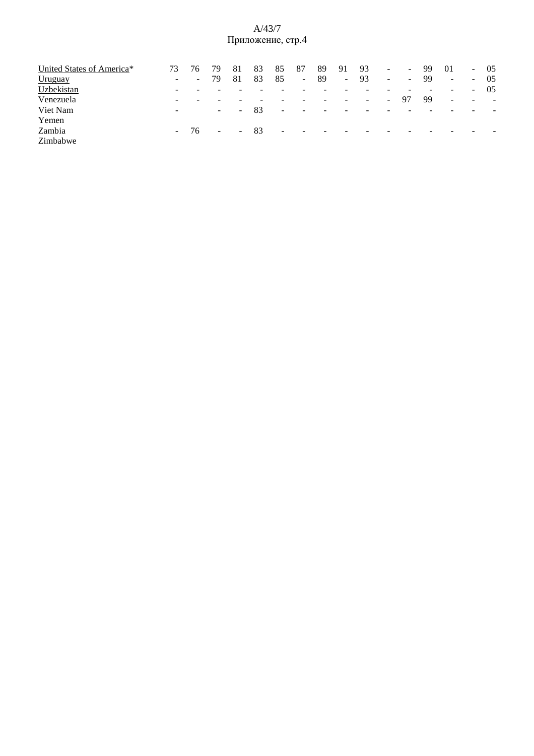| | | | | | | | | | | | | | | | | |
|---|---|---|---|---|---|---|---|---|---|---|---|---|---|---|---|---|
| United States of America* | 73 | 76 | 79 | 81 | 83 | 85 | 87 | 89 | 91 | 93 | - | - | 99 | 01 | - | 05 |
| Uruguay | - | - | 79 | 81 | 83 | 85 | - | 89 | - | 93 | - | - | 99 | - | - | 05 |
| Uzbekistan | - | - | - | - | - | - | - | - | - | - | - | - | - | - | - | 05 |
| Venezuela | - | - | - | - | - | - | - | - | - | - | - | 97 | 99 | - | - | - |
| Viet Nam | - | | - | - | 83 | - | - | - | - | - | - | - | - | - | - | - |
| Yemen | | | | | | | | | | | | | | | | |
| Zambia | - | 76 | - | - | 83 | - | - | - | - | - | - | - | - | - | - | - |
| Zimbabwe | | | | | | | | | | | | | | | | |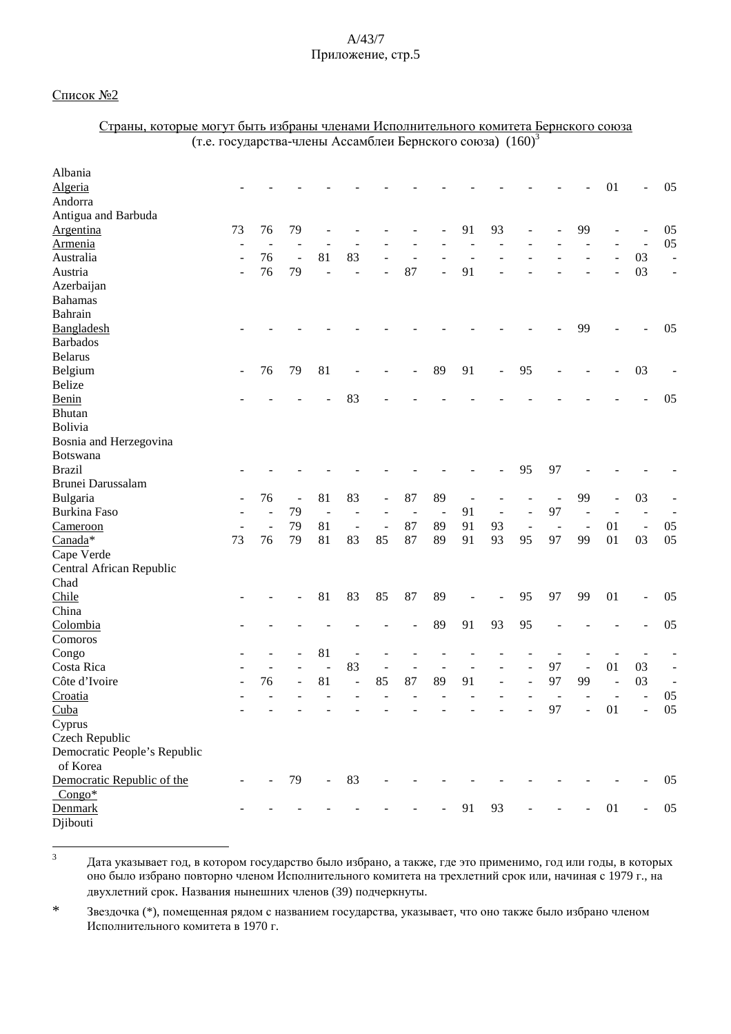Список №2

Страны, которые могут быть избраны членами Исполнительного комитета Бернского союза (т.е. государства-члены Ассамблеи Бернского союза) (160)[3]

| Country | | | | | | | | | | | | | | | | |
|---|---|---|---|---|---|---|---|---|---|---|---|---|---|---|---|---|
| Albania | | | | | | | | | | | | | | | | |
| Algeria | - | - | - | - | - | - | - | - | - | - | - | - | - | 01 | - | 05 |
| Andorra | | | | | | | | | | | | | | | | |
| Antigua and Barbuda | | | | | | | | | | | | | | | | |
| Argentina | 73 | 76 | 79 | - | - | - | - | - | 91 | 93 | - | - | 99 | - | - | 05 |
| Armenia | - | - | - | - | - | - | - | - | - | - | - | - | - | - | - | 05 |
| Australia | - | 76 | - | 81 | 83 | - | - | - | - | - | - | - | - | - | 03 | - |
| Austria | - | 76 | 79 | - | - | - | 87 | - | 91 | - | - | - | - | - | 03 | - |
| Azerbaijan | | | | | | | | | | | | | | | | |
| Bahamas | | | | | | | | | | | | | | | | |
| Bahrain | | | | | | | | | | | | | | | | |
| Bangladesh | - | - | - | - | - | - | - | - | - | - | - | - | 99 | - | - | 05 |
| Barbados | | | | | | | | | | | | | | | | |
| Belarus | | | | | | | | | | | | | | | | |
| Belgium | - | 76 | 79 | 81 | - | - | - | 89 | 91 | - | 95 | - | - | - | 03 | - |
| Belize | | | | | | | | | | | | | | | | |
| Benin | - | - | - | - | 83 | - | - | - | - | - | - | - | - | - | - | 05 |
| Bhutan | | | | | | | | | | | | | | | | |
| Bolivia | | | | | | | | | | | | | | | | |
| Bosnia and Herzegovina | | | | | | | | | | | | | | | | |
| Botswana | | | | | | | | | | | | | | | | |
| Brazil | - | - | - | - | - | - | - | - | - | - | 95 | 97 | - | - | - | - |
| Brunei Darussalam | | | | | | | | | | | | | | | | |
| Bulgaria | - | 76 | - | 81 | 83 | - | 87 | 89 | - | - | - | - | 99 | - | 03 | - |
| Burkina Faso | - | - | 79 | - | - | - | - | - | 91 | - | - | 97 | - | - | - | - |
| Cameroon | - | - | 79 | 81 | - | - | 87 | 89 | 91 | 93 | - | - | - | 01 | - | 05 |
| Canada* | 73 | 76 | 79 | 81 | 83 | 85 | 87 | 89 | 91 | 93 | 95 | 97 | 99 | 01 | 03 | 05 |
| Cape Verde | | | | | | | | | | | | | | | | |
| Central African Republic | | | | | | | | | | | | | | | | |
| Chad | | | | | | | | | | | | | | | | |
| Chile | - | - | - | 81 | 83 | 85 | 87 | 89 | - | - | 95 | 97 | 99 | 01 | - | 05 |
| China | | | | | | | | | | | | | | | | |
| Colombia | - | - | - | - | - | - | - | 89 | 91 | 93 | 95 | - | - | - | - | 05 |
| Comoros | | | | | | | | | | | | | | | | |
| Congo | - | - | - | 81 | - | - | - | - | - | - | - | - | - | - | - | - |
| Costa Rica | - | - | - | - | 83 | - | - | - | - | - | - | 97 | - | 01 | 03 | - |
| Côte d'Ivoire | - | 76 | - | 81 | - | 85 | 87 | 89 | 91 | - | - | 97 | 99 | - | 03 | - |
| Croatia | - | - | - | - | - | - | - | - | - | - | - | - | - | - | - | 05 |
| Cuba | - | - | - | - | - | - | - | - | - | - | - | 97 | - | 01 | - | 05 |
| Cyprus | | | | | | | | | | | | | | | | |
| Czech Republic | | | | | | | | | | | | | | | | |
| Democratic People's Republic of Korea | | | | | | | | | | | | | | | | |
| Democratic Republic of the Congo* | - | - | 79 | - | 83 | - | - | - | - | - | - | - | - | - | - | 05 |
| Denmark | - | - | - | - | - | - | - | - | 91 | 93 | - | - | - | 01 | - | 05 |
| Djibouti | | | | | | | | | | | | | | | | |

[3] Дата указывает год, в котором государство было избрано, а также, где это применимо, год или годы, в которых оно было избрано повторно членом Исполнительного комитета на трехлетний срок или, начиная с 1979 г., на двухлетний срок. Названия нынешних членов (39) подчеркнуты.

\* Звездочка (*), помещенная рядом с названием государства, указывает, что оно также было избрано членом Исполнительного комитета в 1970 г.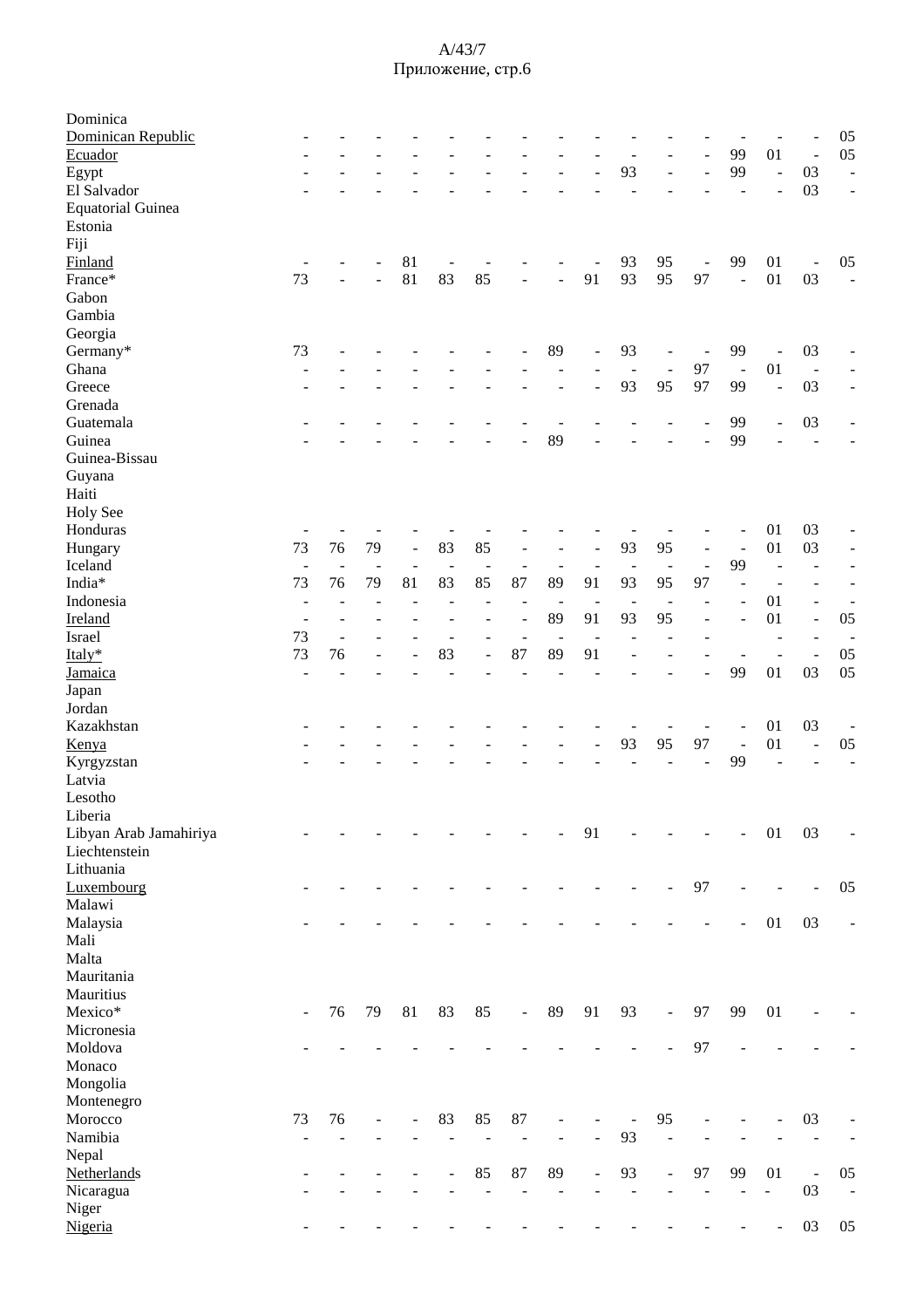| | | | | | | | | | | | | | | | | |
|---|---|---|---|---|---|---|---|---|---|---|---|---|---|---|---|---|
| Dominica | | | | | | | | | | | | | | | | |
| Dominican Republic | - | - | - | - | - | - | - | - | - | - | - | - | - | - | - | 05 |
| Ecuador | - | - | - | - | - | - | - | - | - | - | - | - | 99 | 01 | - | 05 |
| Egypt | - | - | - | - | - | - | - | - | - | 93 | - | - | 99 | - | 03 | - |
| El Salvador | - | - | - | - | - | - | - | - | - | - | - | - | - | - | 03 | - |
| Equatorial Guinea | | | | | | | | | | | | | | | | |
| Estonia | | | | | | | | | | | | | | | | |
| Fiji | | | | | | | | | | | | | | | | |
| Finland | - | - | - | 81 | - | - | - | - | - | 93 | 95 | - | 99 | 01 | - | 05 |
| France* | 73 | - | - | 81 | 83 | 85 | - | - | 91 | 93 | 95 | 97 | - | 01 | 03 | - |
| Gabon | | | | | | | | | | | | | | | | |
| Gambia | | | | | | | | | | | | | | | | |
| Georgia | | | | | | | | | | | | | | | | |
| Germany* | 73 | - | - | - | - | - | - | 89 | - | 93 | - | - | 99 | - | 03 | - |
| Ghana | - | - | - | - | - | - | - | - | - | - | - | 97 | - | 01 | - | - |
| Greece | - | - | - | - | - | - | - | - | - | 93 | 95 | 97 | 99 | - | 03 | - |
| Grenada | | | | | | | | | | | | | | | | |
| Guatemala | - | - | - | - | - | - | - | - | - | - | - | - | 99 | - | 03 | - |
| Guinea | - | - | - | - | - | - | - | 89 | - | - | - | - | 99 | - | - | - |
| Guinea-Bissau | | | | | | | | | | | | | | | | |
| Guyana | | | | | | | | | | | | | | | | |
| Haiti | | | | | | | | | | | | | | | | |
| Holy See | | | | | | | | | | | | | | | | |
| Honduras | - | - | - | - | - | - | - | - | - | - | - | - | - | 01 | 03 | - |
| Hungary | 73 | 76 | 79 | - | 83 | 85 | - | - | - | 93 | 95 | - | - | 01 | 03 | - |
| Iceland | - | - | - | - | - | - | - | - | - | - | - | - | 99 | - | - | - |
| India* | 73 | 76 | 79 | 81 | 83 | 85 | 87 | 89 | 91 | 93 | 95 | 97 | - | - | - | - |
| Indonesia | - | - | - | - | - | - | - | - | - | - | - | - | - | 01 | - | - |
| Ireland | - | - | - | - | - | - | - | 89 | 91 | 93 | 95 | - | - | 01 | - | 05 |
| Israel | 73 | - | - | - | - | - | - | - | - | - | - | - | | - | - | - |
| Italy* | 73 | 76 | - | - | 83 | - | 87 | 89 | 91 | - | - | - | - | - | - | 05 |
| Jamaica | - | - | - | - | - | - | - | - | - | - | - | - | 99 | 01 | 03 | 05 |
| Japan | | | | | | | | | | | | | | | | |
| Jordan | | | | | | | | | | | | | | | | |
| Kazakhstan | - | - | - | - | - | - | - | - | - | - | - | - | - | 01 | 03 | - |
| Kenya | - | - | - | - | - | - | - | - | - | 93 | 95 | 97 | - | 01 | - | 05 |
| Kyrgyzstan | - | - | - | - | - | - | - | - | - | - | - | - | 99 | - | - | - |
| Latvia | | | | | | | | | | | | | | | | |
| Lesotho | | | | | | | | | | | | | | | | |
| Liberia | | | | | | | | | | | | | | | | |
| Libyan Arab Jamahiriya | - | - | - | - | - | - | - | - | 91 | - | - | - | - | 01 | 03 | - |
| Liechtenstein | | | | | | | | | | | | | | | | |
| Lithuania | | | | | | | | | | | | | | | | |
| Luxembourg | - | - | - | - | - | - | - | - | - | - | - | 97 | - | - | - | 05 |
| Malawi | | | | | | | | | | | | | | | | |
| Malaysia | - | - | - | - | - | - | - | - | - | - | - | - | - | 01 | 03 | - |
| Mali | | | | | | | | | | | | | | | | |
| Malta | | | | | | | | | | | | | | | | |
| Mauritania | | | | | | | | | | | | | | | | |
| Mauritius | | | | | | | | | | | | | | | | |
| Mexico* | - | 76 | 79 | 81 | 83 | 85 | - | 89 | 91 | 93 | - | 97 | 99 | 01 | - | - |
| Micronesia | | | | | | | | | | | | | | | | |
| Moldova | - | - | - | - | - | - | - | - | - | - | - | 97 | - | - | - | - |
| Monaco | | | | | | | | | | | | | | | | |
| Mongolia | | | | | | | | | | | | | | | | |
| Montenegro | | | | | | | | | | | | | | | | |
| Morocco | 73 | 76 | - | - | 83 | 85 | 87 | - | - | - | 95 | - | - | - | 03 | - |
| Namibia | - | - | - | - | - | - | - | - | - | 93 | - | - | - | - | - | - |
| Nepal | | | | | | | | | | | | | | | | |
| Netherlands | - | - | - | - | - | 85 | 87 | 89 | - | 93 | - | 97 | 99 | 01 | - | 05 |
| Nicaragua | - | - | - | - | - | - | - | - | - | - | - | - | - | - | 03 | - |
| Niger | | | | | | | | | | | | | | | | |
| Nigeria | - | - | - | - | - | - | - | - | - | - | - | - | - | - | 03 | 05 |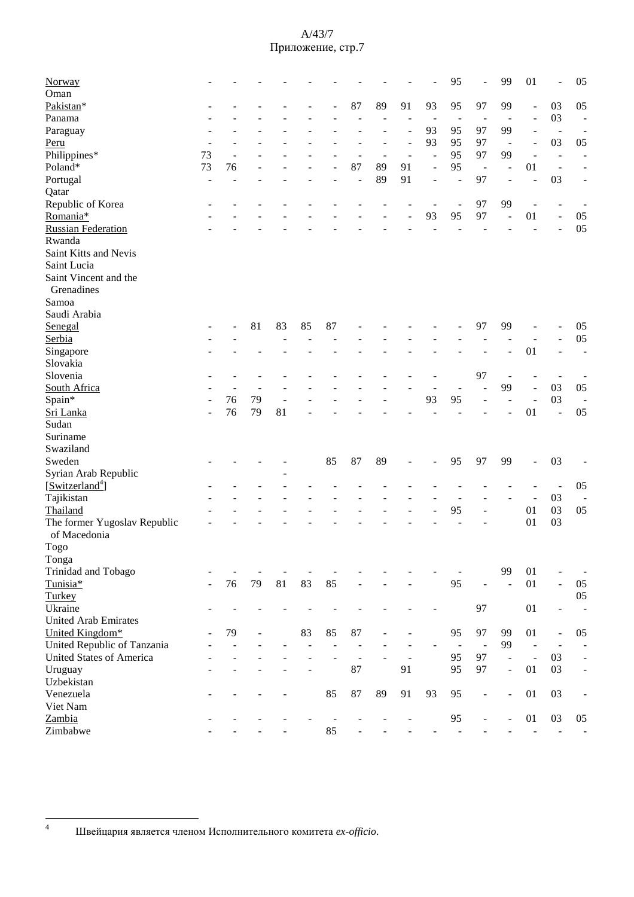| | | | | | | | | | | | | | | | | |
|---|---|---|---|---|---|---|---|---|---|---|---|---|---|---|---|---|
| Norway | - | - | - | - | - | - | - | - | - | - | 95 | - | 99 | 01 | - | 05 |
| Oman | | | | | | | | | | | | | | | | |
| Pakistan* | - | - | - | - | - | - | 87 | 89 | 91 | 93 | 95 | 97 | 99 | - | 03 | 05 |
| Panama | - | - | - | - | - | - | - | - | - | - | - | - | - | - | 03 | - |
| Paraguay | - | - | - | - | - | - | - | - | - | 93 | 95 | 97 | 99 | - | - | - |
| Peru | - | - | - | - | - | - | - | - | - | 93 | 95 | 97 | - | - | 03 | 05 |
| Philippines* | 73 | - | - | - | - | - | - | - | - | - | 95 | 97 | 99 | - | - | - |
| Poland* | 73 | 76 | - | - | - | - | 87 | 89 | 91 | - | 95 | - | - | 01 | - | - |
| Portugal | - | - | - | - | - | - | - | 89 | 91 | - | - | 97 | - | - | 03 | - |
| Qatar | | | | | | | | | | | | | | | | |
| Republic of Korea | - | - | - | - | - | - | - | - | - | - | - | 97 | 99 | - | - | - |
| Romania* | - | - | - | - | - | - | - | - | - | 93 | 95 | 97 | - | 01 | - | 05 |
| Russian Federation | - | - | - | - | - | - | - | - | - | - | - | - | - | - | - | 05 |
| Rwanda | | | | | | | | | | | | | | | | |
| Saint Kitts and Nevis | | | | | | | | | | | | | | | | |
| Saint Lucia | | | | | | | | | | | | | | | | |
| Saint Vincent and the Grenadines | | | | | | | | | | | | | | | | |
| Samoa | | | | | | | | | | | | | | | | |
| Saudi Arabia | | | | | | | | | | | | | | | | |
| Senegal | - | - | 81 | 83 | 85 | 87 | - | - | - | - | - | 97 | 99 | - | - | 05 |
| Serbia | - | - | | - | - | - | - | - | - | - | - | - | - | - | - | 05 |
| Singapore | - | - | - | - | - | - | - | - | - | - | - | - | - | 01 | - | - |
| Slovakia | | | | | | | | | | | | | | | | |
| Slovenia | - | - | - | - | - | - | - | - | - | - | - | 97 | - | - | - | - |
| South Africa | - | - | - | - | - | - | - | - | - | - | - | - | 99 | - | 03 | 05 |
| Spain* | - | 76 | 79 | - | - | - | - | - | | 93 | 95 | - | - | - | 03 | - |
| Sri Lanka | - | 76 | 79 | 81 | - | - | - | - | - | - | - | - | - | 01 | - | 05 |
| Sudan | | | | | | | | | | | | | | | | |
| Suriname | | | | | | | | | | | | | | | | |
| Swaziland | | | | | | | | | | | | | | | | |
| Sweden | - | - | - | - | | 85 | 87 | 89 | - | - | 95 | 97 | 99 | - | 03 | - |
| Syrian Arab Republic | | | | - | | | | | | | | | | | | |
| [Switzerland[4]] | - | - | - | - | - | - | - | - | - | - | - | - | - | - | - | 05 |
| Tajikistan | - | - | - | - | - | - | - | - | - | - | - | - | - | - | 03 | - |
| Thailand | - | - | - | - | - | - | - | - | - | - | 95 | - | | 01 | 03 | 05 |
| The former Yugoslav Republic of Macedonia | - | - | - | - | - | - | - | - | - | - | - | - | | 01 | 03 | |
| Togo | | | | | | | | | | | | | | | | |
| Tonga | | | | | | | | | | | | | | | | |
| Trinidad and Tobago | - | - | - | - | - | - | - | - | - | - | - | | 99 | 01 | - | - |
| Tunisia* | - | 76 | 79 | 81 | 83 | 85 | - | - | - | | 95 | - | - | 01 | - | 05 |
| Turkey | | | | | | | | | | | | | | | | 05 |
| Ukraine | - | - | - | - | - | - | - | - | - | - | | 97 | | 01 | - | - |
| United Arab Emirates | | | | | | | | | | | | | | | | |
| United Kingdom* | - | 79 | - | | 83 | 85 | 87 | - | - | | 95 | 97 | 99 | 01 | - | 05 |
| United Republic of Tanzania | - | - | - | - | - | - | - | - | - | - | - | - | 99 | - | - | - |
| United States of America | - | - | - | - | - | - | - | - | - | | 95 | 97 | - | - | 03 | - |
| Uruguay | - | - | - | - | - | | 87 | | 91 | | 95 | 97 | - | 01 | 03 | - |
| Uzbekistan | | | | | | | | | | | | | | | | |
| Venezuela | - | - | - | - | | 85 | 87 | 89 | 91 | 93 | 95 | - | - | 01 | 03 | - |
| Viet Nam | | | | | | | | | | | | | | | | |
| Zambia | - | - | - | - | - | - | - | - | - | | 95 | - | - | 01 | 03 | 05 |
| Zimbabwe | - | - | - | - | | 85 | - | - | - | - | - | - | - | - | - | - |

4 Швейцария является членом Исполнительного комитета *ex-officio*.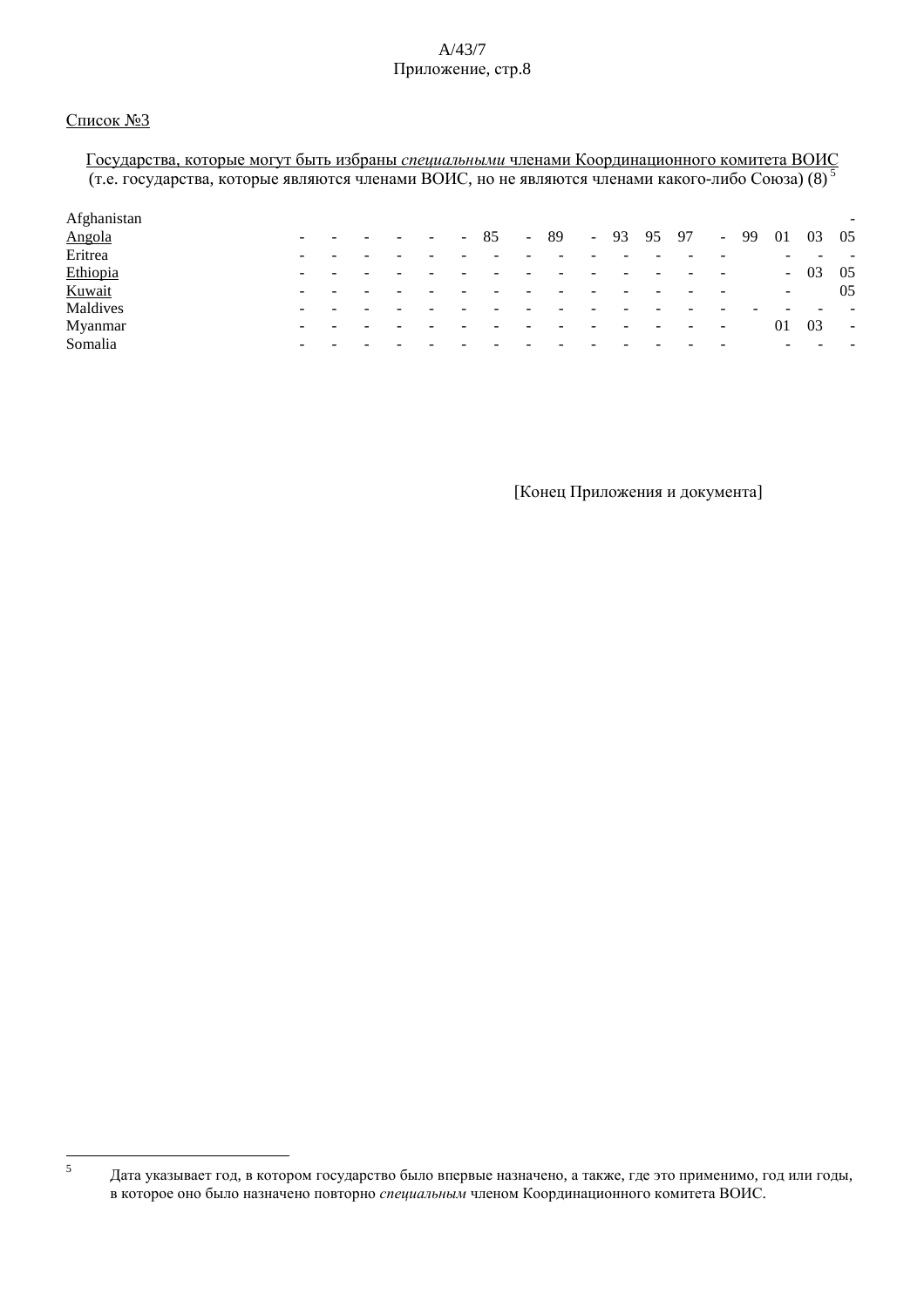Список №3

Государства, которые могут быть избраны *специальными* членами Координационного комитета ВОИС
(т.е. государства, которые являются членами ВОИС, но не являются членами какого-либо Союза) (8) [5]

| | | | | | | | | | | | | | | | | | | |
|---|---|---|---|---|---|---|---|---|---|---|---|---|---|---|---|---|---|---|
| Afghanistan | | | | | | | | | | | | | | | | | | - |
| Angola | - | - | - | - | - | - | 85 | - | 89 | - | 93 | 95 | 97 | - | 99 | 01 | 03 | 05 |
| Eritrea | - | - | - | - | - | - | - | - | - | - | - | - | - | - | | - | - | - |
| Ethiopia | - | - | - | - | - | - | - | - | - | - | - | - | - | - | | - | 03 | 05 |
| Kuwait | - | - | - | - | - | - | - | - | - | - | - | - | - | - | | - | | 05 |
| Maldives | - | - | - | - | - | - | - | - | - | - | - | - | - | - | - | - | - | - |
| Myanmar | - | - | - | - | - | - | - | - | - | - | - | - | - | - | | 01 | 03 | - |
| Somalia | - | - | - | - | - | - | - | - | - | - | - | - | - | - | | - | - | - |

[Конец Приложения и документа]

[5] Дата указывает год, в котором государство было впервые назначено, а также, где это применимо, год или годы, в которое оно было назначено повторно *специальным* членом Координационного комитета ВОИС.